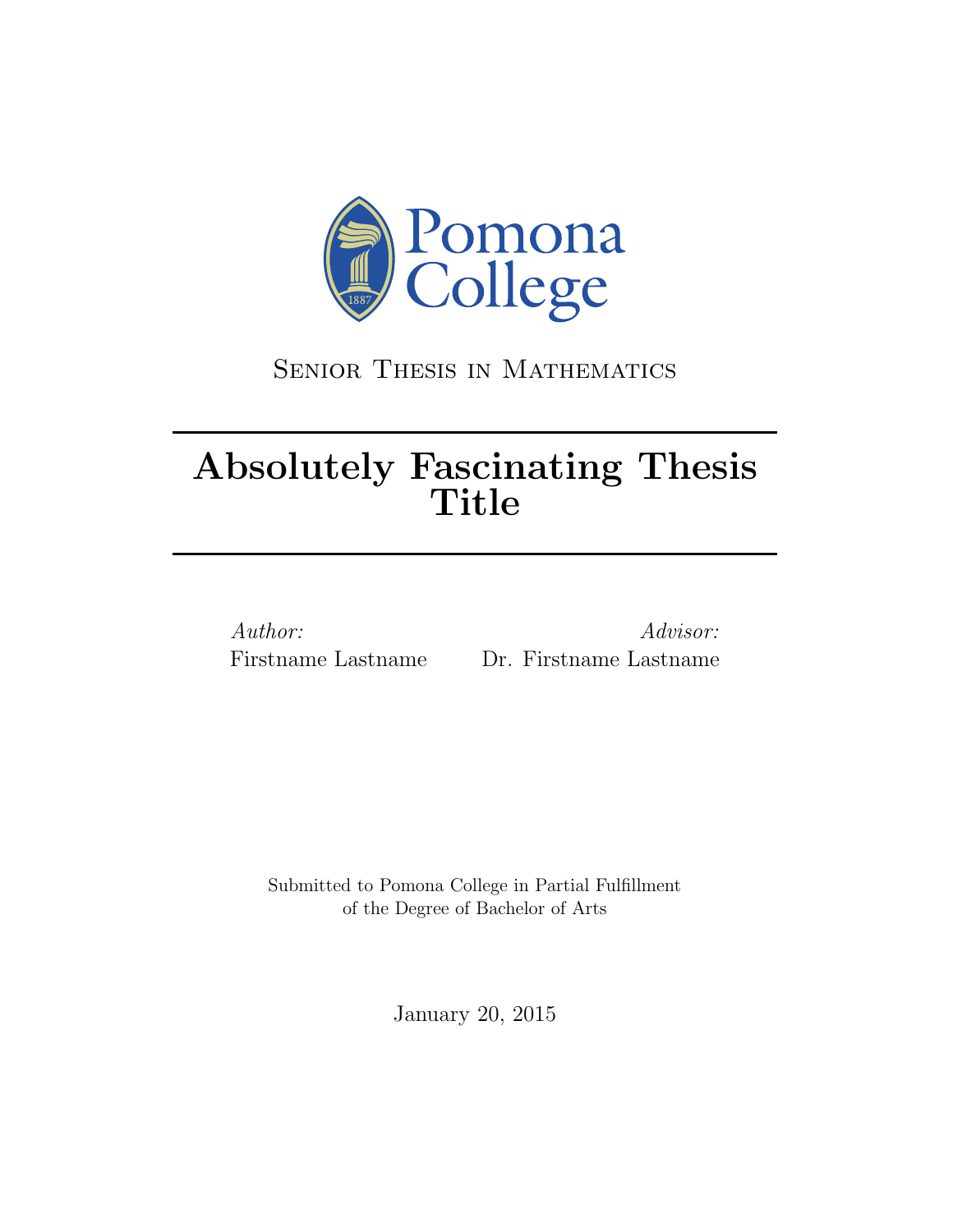Pomona College

Senior Thesis in Mathematics

# Absolutely Fascinating Thesis Title

*Author:*
Firstname Lastname

*Advisor:*
Dr. Firstname Lastname

Submitted to Pomona College in Partial Fulfillment
of the Degree of Bachelor of Arts

January 20, 2015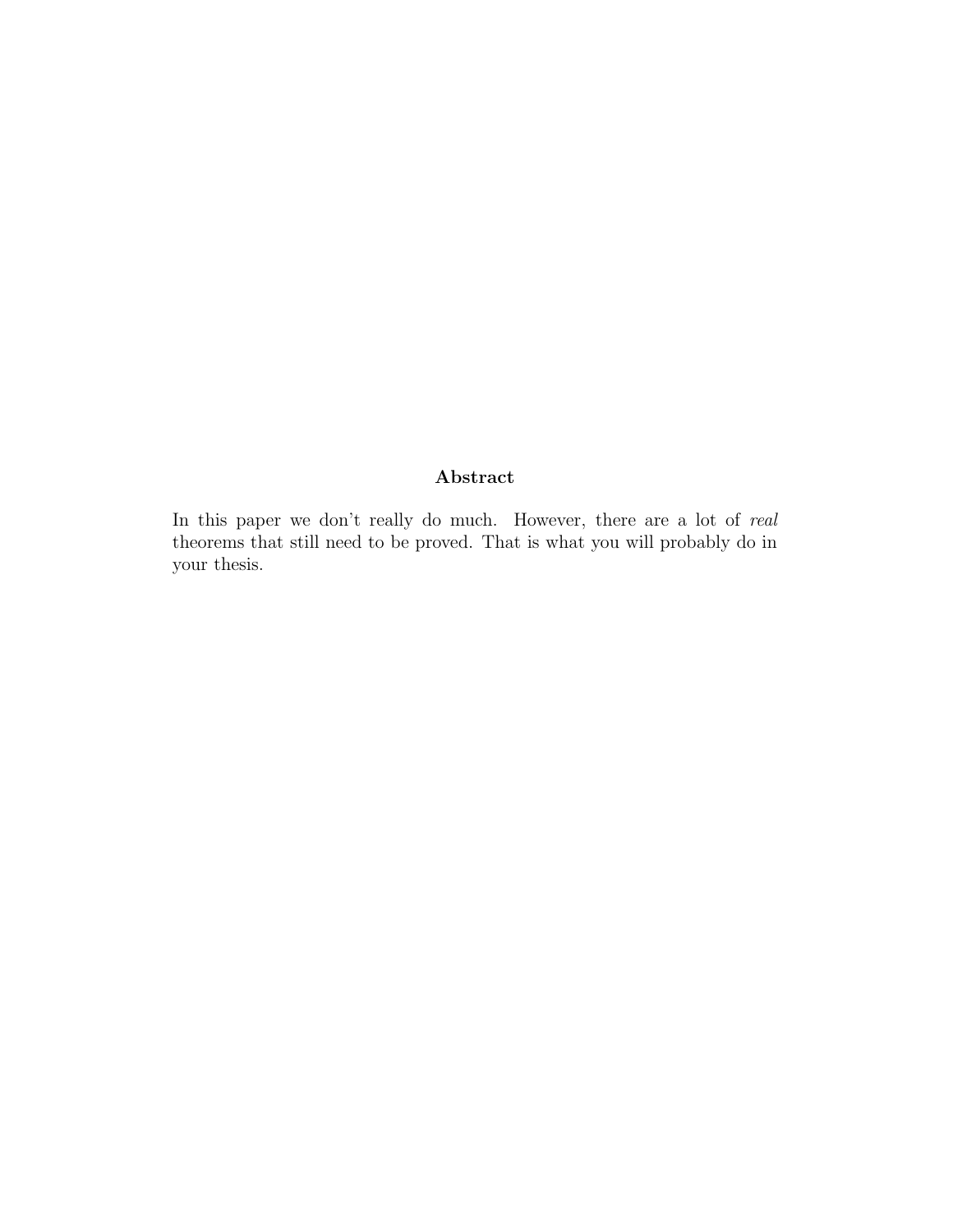## Abstract

In this paper we don't really do much. However, there are a lot of *real* theorems that still need to be proved. That is what you will probably do in your thesis.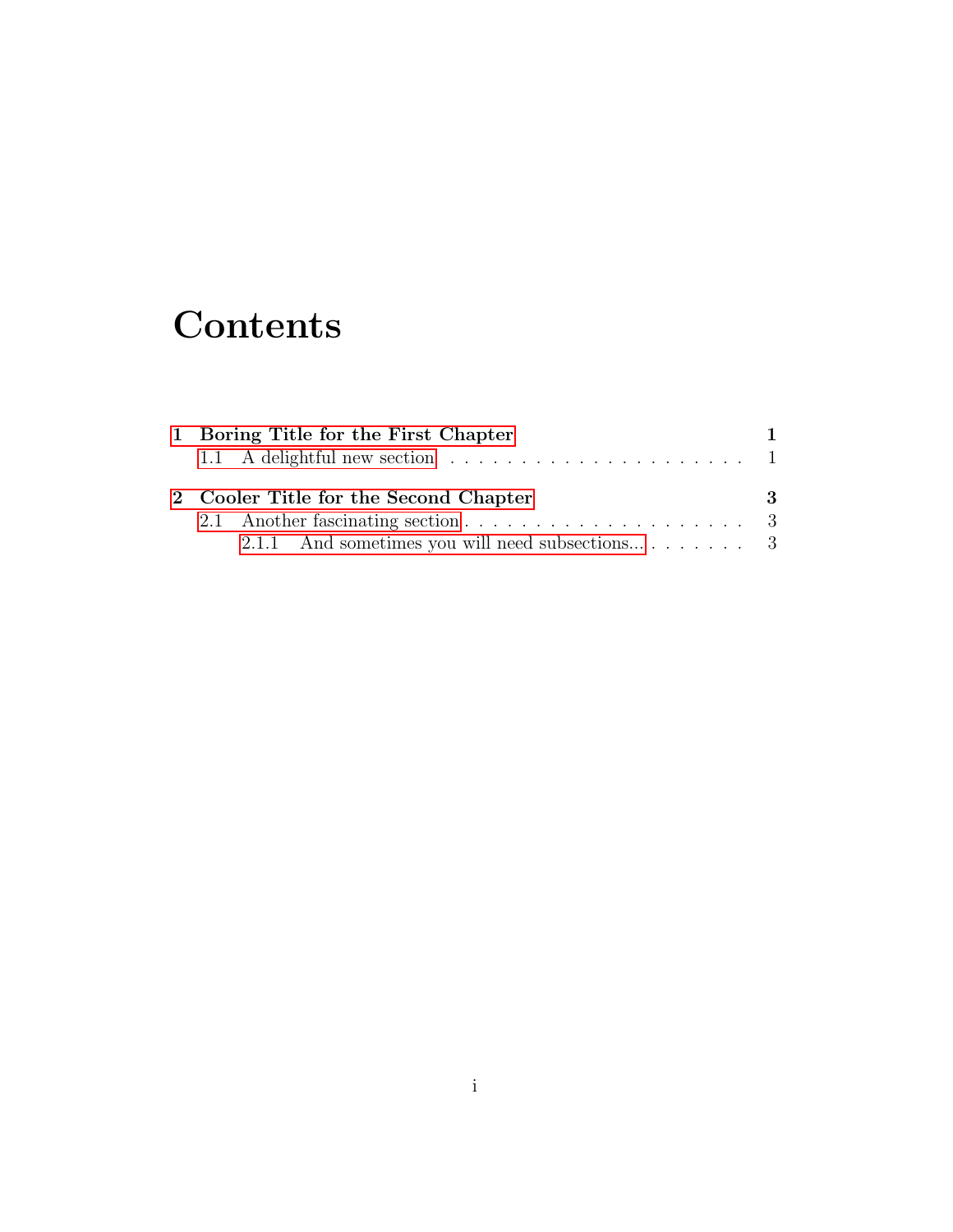# Contents

**1 Boring Title for the First Chapter** **1**

1.1 A delightful new section . . . . . . . . . . . . . . . . . . . . . . 1

**2 Cooler Title for the Second Chapter** **3**

2.1 Another fascinating section . . . . . . . . . . . . . . . . . . . . . 3

2.1.1 And sometimes you will need subsections... . . . . . . . . 3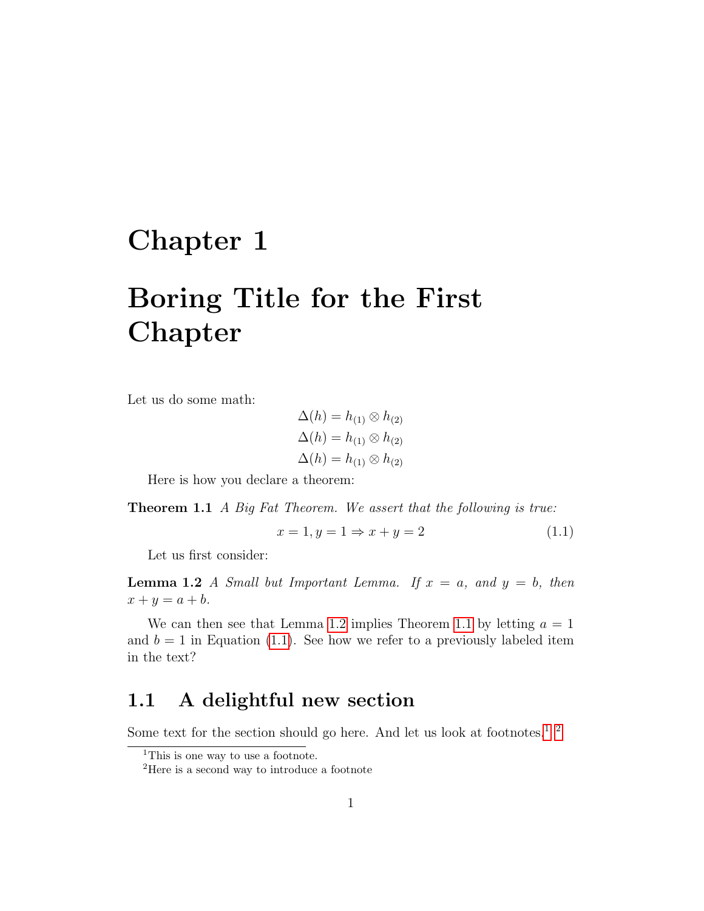# Chapter 1

# Boring Title for the First Chapter

Let us do some math:

$$\Delta(h) = h_{(1)} \otimes h_{(2)}$$
$$\Delta(h) = h_{(1)} \otimes h_{(2)}$$
$$\Delta(h) = h_{(1)} \otimes h_{(2)}$$

Here is how you declare a theorem:

**Theorem 1.1** *A Big Fat Theorem. We assert that the following is true:*

$$x = 1, y = 1 \Rightarrow x + y = 2 \tag{1.1}$$

Let us first consider:

**Lemma 1.2** *A Small but Important Lemma. If $x = a$, and $y = b$, then $x + y = a + b$.*

We can then see that Lemma 1.2 implies Theorem 1.1 by letting $a = 1$ and $b = 1$ in Equation (1.1). See how we refer to a previously labeled item in the text?

## 1.1 A delightful new section

Some text for the section should go here. And let us look at footnotes.[1] [2]

[1] This is one way to use a footnote.

[2] Here is a second way to introduce a footnote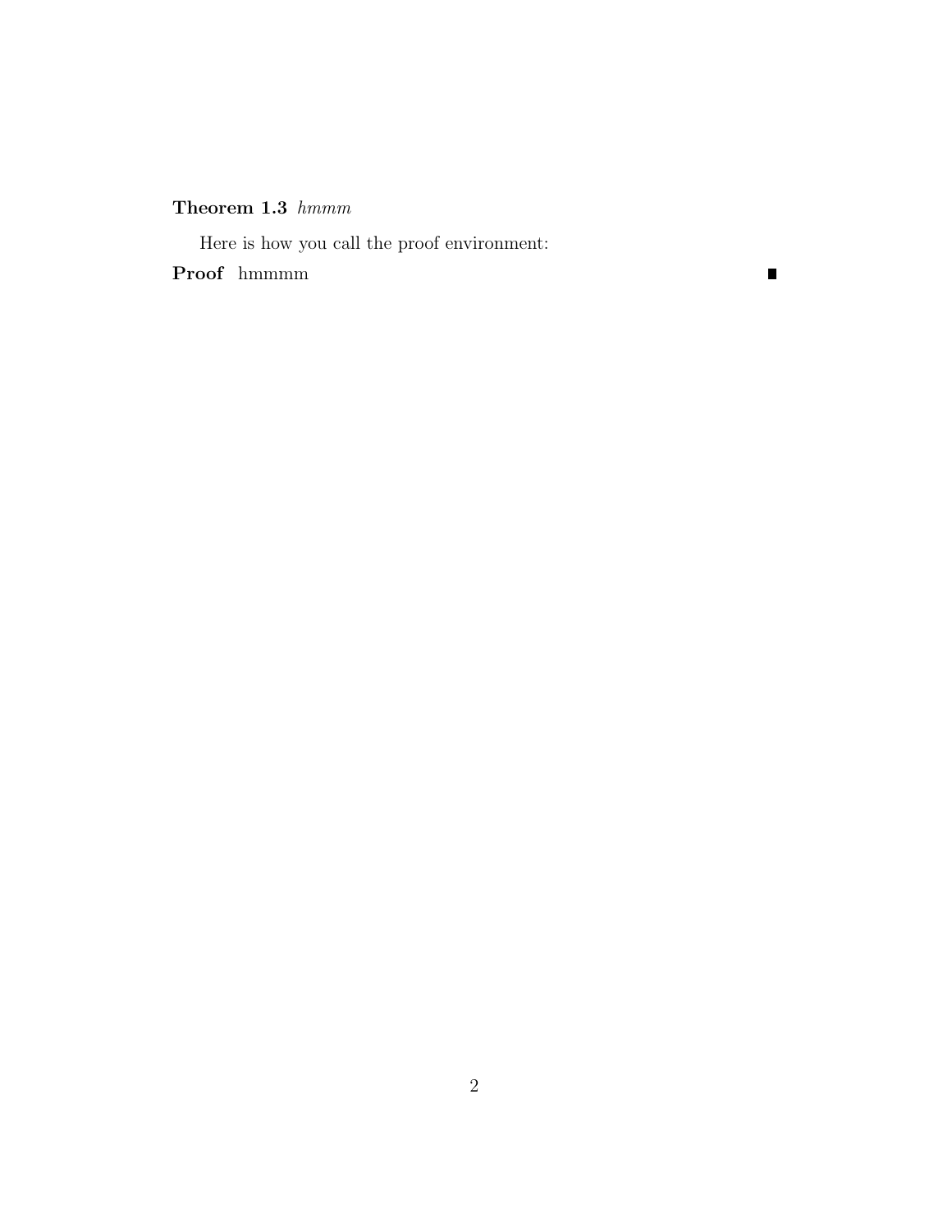**Theorem 1.3** *hmmm*

Here is how you call the proof environment:

**Proof** hmmmm ∎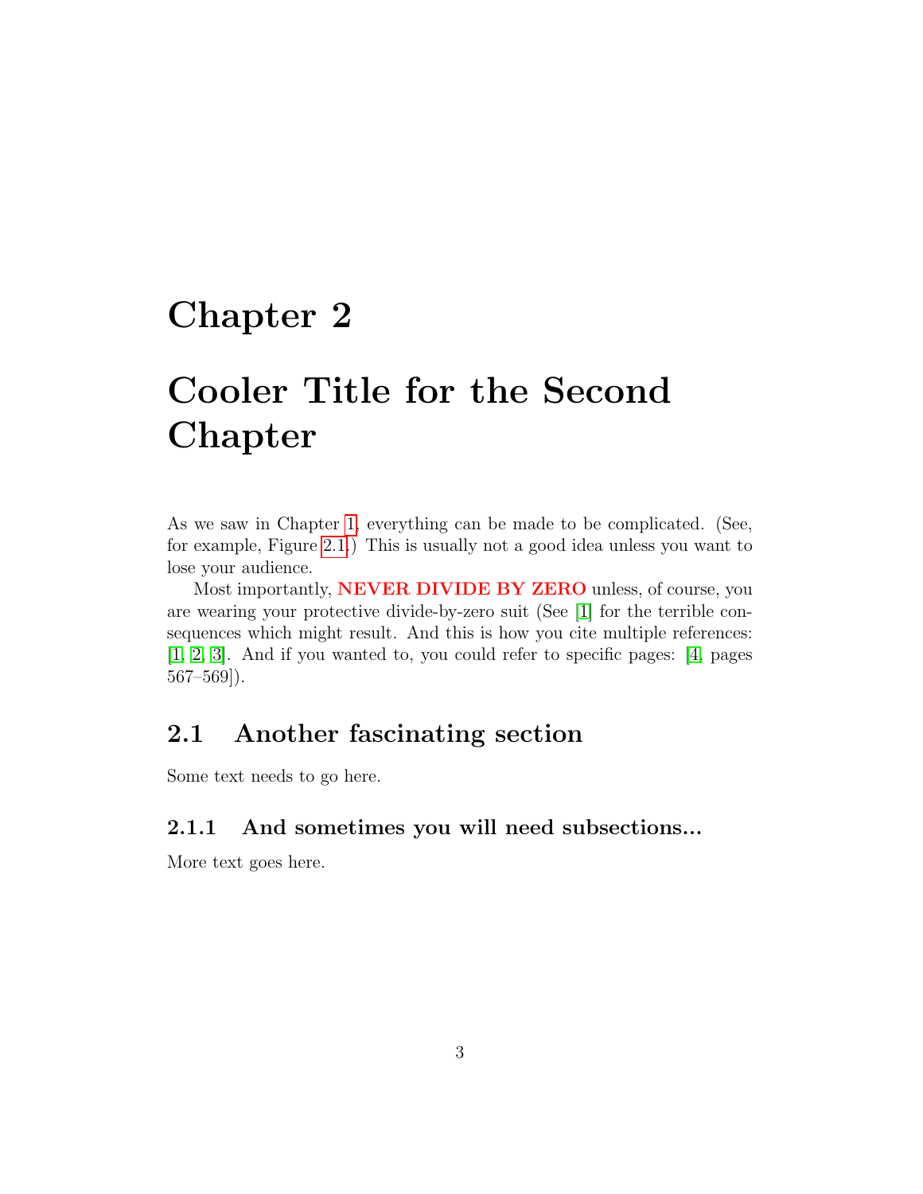# Chapter 2

# Cooler Title for the Second Chapter

As we saw in Chapter 1, everything can be made to be complicated. (See, for example, Figure 2.1.) This is usually not a good idea unless you want to lose your audience.

Most importantly, **NEVER DIVIDE BY ZERO** unless, of course, you are wearing your protective divide-by-zero suit (See [1] for the terrible consequences which might result. And this is how you cite multiple references: [1, 2, 3]. And if you wanted to, you could refer to specific pages: [4, pages 567–569]).

## 2.1 Another fascinating section

Some text needs to go here.

### 2.1.1 And sometimes you will need subsections...

More text goes here.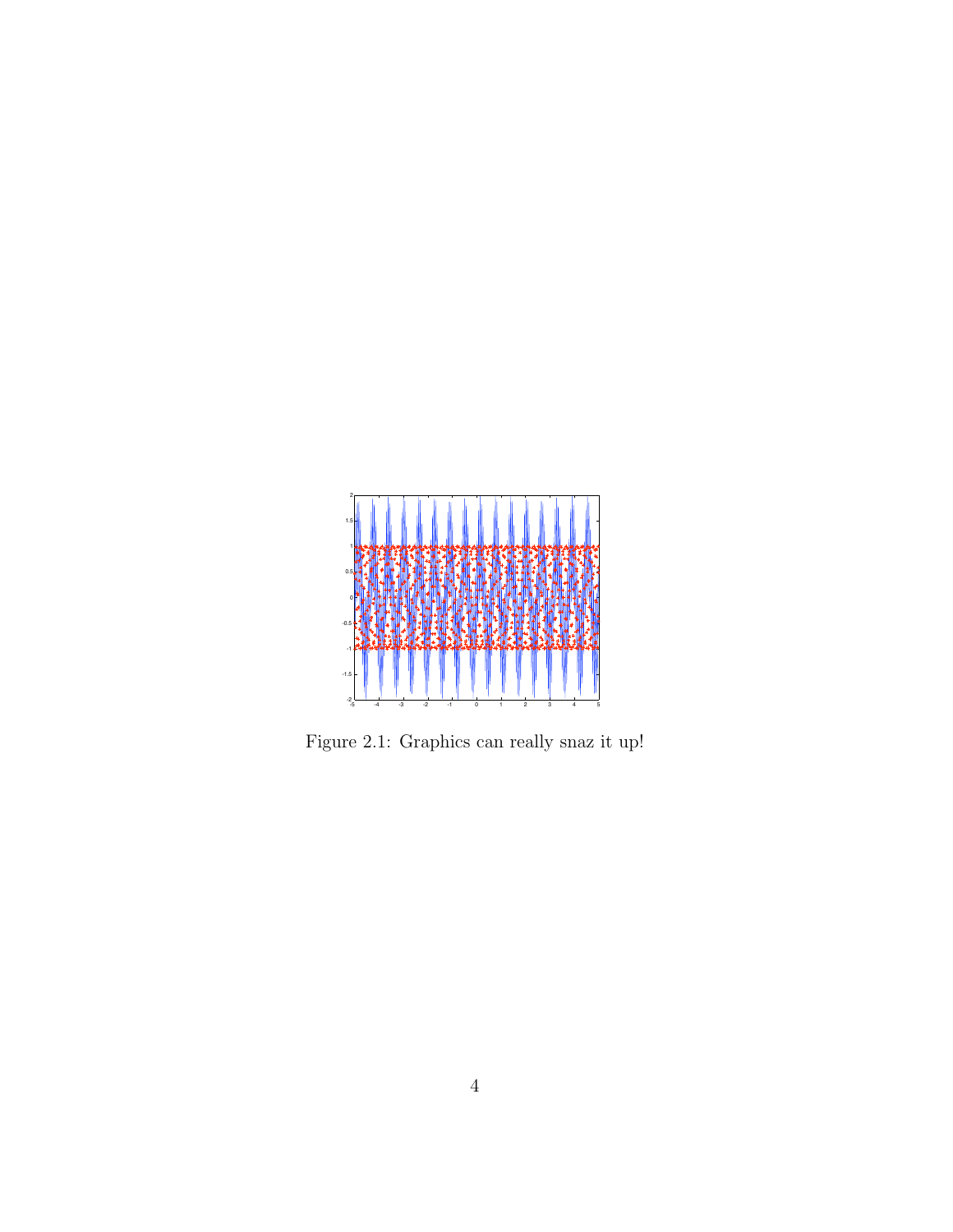Figure 2.1: Graphics can really snaz it up!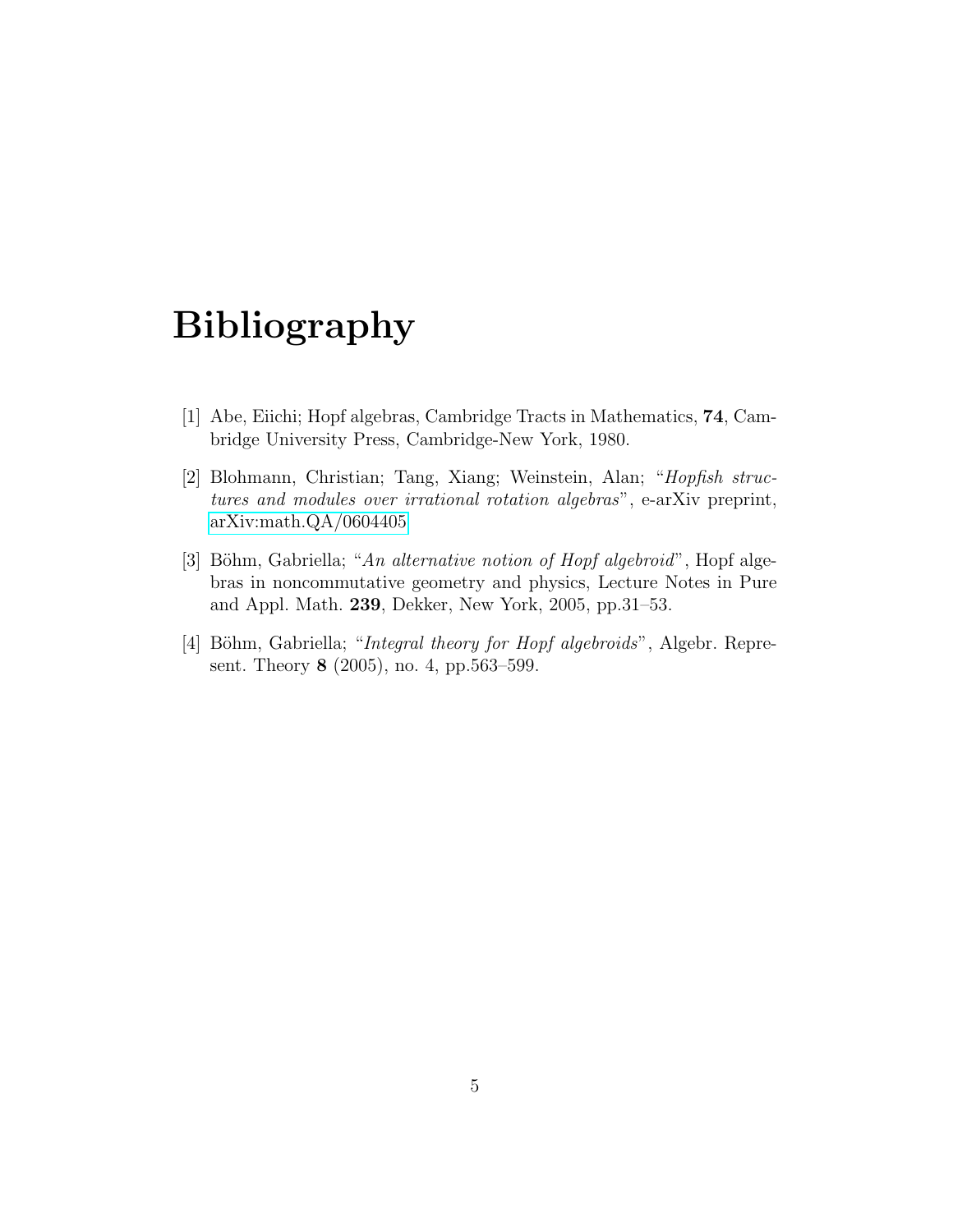# Bibliography

[1] Abe, Eiichi; Hopf algebras, Cambridge Tracts in Mathematics, **74**, Cambridge University Press, Cambridge-New York, 1980.

[2] Blohmann, Christian; Tang, Xiang; Weinstein, Alan; "*Hopfish structures and modules over irrational rotation algebras*", e-arXiv preprint, arXiv:math.QA/0604405

[3] Böhm, Gabriella; "*An alternative notion of Hopf algebroid*", Hopf algebras in noncommutative geometry and physics, Lecture Notes in Pure and Appl. Math. **239**, Dekker, New York, 2005, pp.31–53.

[4] Böhm, Gabriella; "*Integral theory for Hopf algebroids*", Algebr. Represent. Theory **8** (2005), no. 4, pp.563–599.